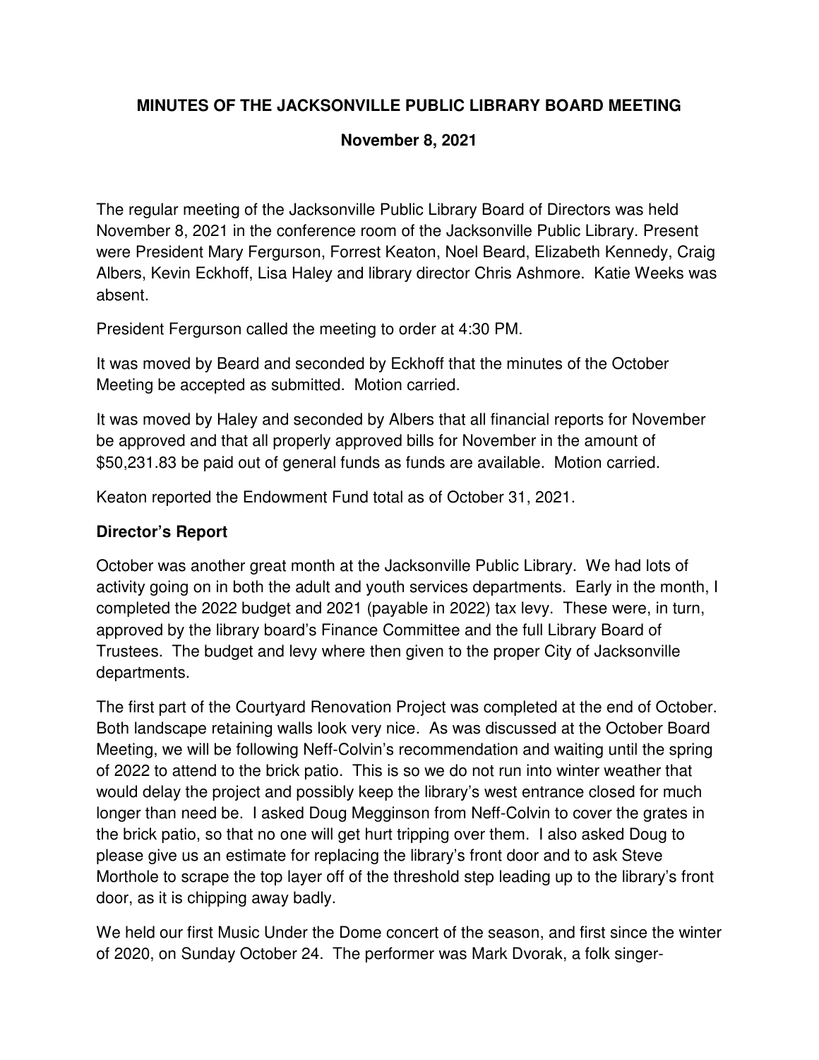**MINUTES OF THE JACKSONVILLE PUBLIC LIBRARY BOARD MEETING**

**November 8, 2021**

The regular meeting of the Jacksonville Public Library Board of Directors was held November 8, 2021 in the conference room of the Jacksonville Public Library. Present were President Mary Fergurson, Forrest Keaton, Noel Beard, Elizabeth Kennedy, Craig Albers, Kevin Eckhoff, Lisa Haley and library director Chris Ashmore. Katie Weeks was absent.

President Fergurson called the meeting to order at 4:30 PM.

It was moved by Beard and seconded by Eckhoff that the minutes of the October Meeting be accepted as submitted. Motion carried.

It was moved by Haley and seconded by Albers that all financial reports for November be approved and that all properly approved bills for November in the amount of $50,231.83 be paid out of general funds as funds are available. Motion carried.

Keaton reported the Endowment Fund total as of October 31, 2021.

**Director's Report**

October was another great month at the Jacksonville Public Library. We had lots of activity going on in both the adult and youth services departments. Early in the month, I completed the 2022 budget and 2021 (payable in 2022) tax levy. These were, in turn, approved by the library board's Finance Committee and the full Library Board of Trustees. The budget and levy where then given to the proper City of Jacksonville departments.

The first part of the Courtyard Renovation Project was completed at the end of October. Both landscape retaining walls look very nice. As was discussed at the October Board Meeting, we will be following Neff-Colvin's recommendation and waiting until the spring of 2022 to attend to the brick patio. This is so we do not run into winter weather that would delay the project and possibly keep the library's west entrance closed for much longer than need be. I asked Doug Megginson from Neff-Colvin to cover the grates in the brick patio, so that no one will get hurt tripping over them. I also asked Doug to please give us an estimate for replacing the library's front door and to ask Steve Morthole to scrape the top layer off of the threshold step leading up to the library's front door, as it is chipping away badly.

We held our first Music Under the Dome concert of the season, and first since the winter of 2020, on Sunday October 24. The performer was Mark Dvorak, a folk singer-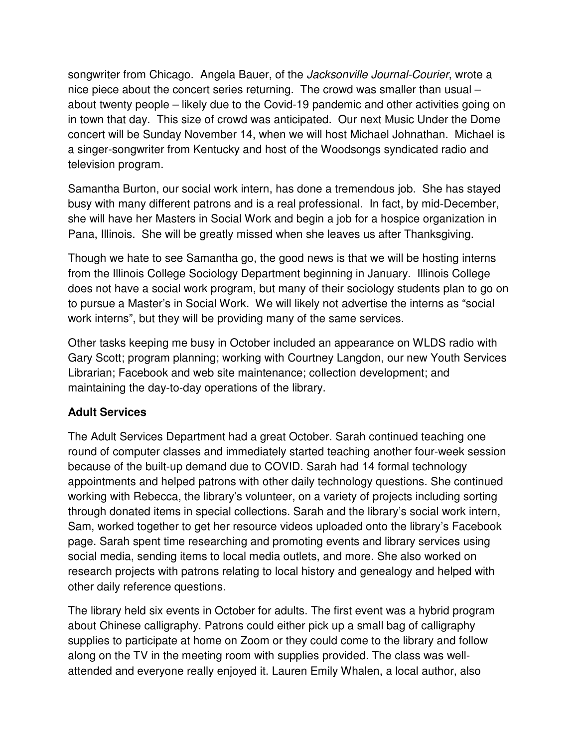songwriter from Chicago. Angela Bauer, of the *Jacksonville Journal-Courier*, wrote a nice piece about the concert series returning. The crowd was smaller than usual – about twenty people – likely due to the Covid-19 pandemic and other activities going on in town that day. This size of crowd was anticipated. Our next Music Under the Dome concert will be Sunday November 14, when we will host Michael Johnathan. Michael is a singer-songwriter from Kentucky and host of the Woodsongs syndicated radio and television program.

Samantha Burton, our social work intern, has done a tremendous job. She has stayed busy with many different patrons and is a real professional. In fact, by mid-December, she will have her Masters in Social Work and begin a job for a hospice organization in Pana, Illinois. She will be greatly missed when she leaves us after Thanksgiving.

Though we hate to see Samantha go, the good news is that we will be hosting interns from the Illinois College Sociology Department beginning in January. Illinois College does not have a social work program, but many of their sociology students plan to go on to pursue a Master's in Social Work. We will likely not advertise the interns as "social work interns", but they will be providing many of the same services.

Other tasks keeping me busy in October included an appearance on WLDS radio with Gary Scott; program planning; working with Courtney Langdon, our new Youth Services Librarian; Facebook and web site maintenance; collection development; and maintaining the day-to-day operations of the library.

**Adult Services**

The Adult Services Department had a great October. Sarah continued teaching one round of computer classes and immediately started teaching another four-week session because of the built-up demand due to COVID. Sarah had 14 formal technology appointments and helped patrons with other daily technology questions. She continued working with Rebecca, the library's volunteer, on a variety of projects including sorting through donated items in special collections. Sarah and the library's social work intern, Sam, worked together to get her resource videos uploaded onto the library's Facebook page. Sarah spent time researching and promoting events and library services using social media, sending items to local media outlets, and more. She also worked on research projects with patrons relating to local history and genealogy and helped with other daily reference questions.

The library held six events in October for adults. The first event was a hybrid program about Chinese calligraphy. Patrons could either pick up a small bag of calligraphy supplies to participate at home on Zoom or they could come to the library and follow along on the TV in the meeting room with supplies provided. The class was well-attended and everyone really enjoyed it. Lauren Emily Whalen, a local author, also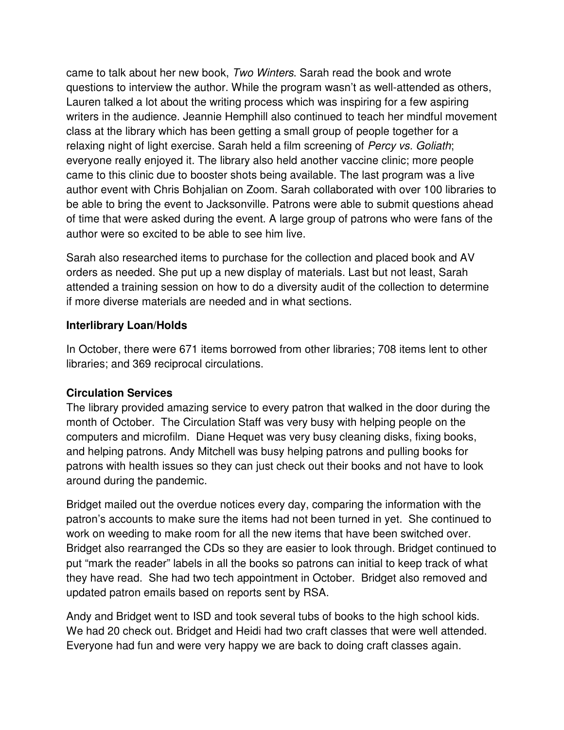came to talk about her new book, *Two Winters*. Sarah read the book and wrote questions to interview the author. While the program wasn't as well-attended as others, Lauren talked a lot about the writing process which was inspiring for a few aspiring writers in the audience. Jeannie Hemphill also continued to teach her mindful movement class at the library which has been getting a small group of people together for a relaxing night of light exercise. Sarah held a film screening of *Percy vs. Goliath*; everyone really enjoyed it. The library also held another vaccine clinic; more people came to this clinic due to booster shots being available. The last program was a live author event with Chris Bohjalian on Zoom. Sarah collaborated with over 100 libraries to be able to bring the event to Jacksonville. Patrons were able to submit questions ahead of time that were asked during the event. A large group of patrons who were fans of the author were so excited to be able to see him live.

Sarah also researched items to purchase for the collection and placed book and AV orders as needed. She put up a new display of materials. Last but not least, Sarah attended a training session on how to do a diversity audit of the collection to determine if more diverse materials are needed and in what sections.

**Interlibrary Loan/Holds**

In October, there were 671 items borrowed from other libraries; 708 items lent to other libraries; and 369 reciprocal circulations.

**Circulation Services**

The library provided amazing service to every patron that walked in the door during the month of October. The Circulation Staff was very busy with helping people on the computers and microfilm. Diane Hequet was very busy cleaning disks, fixing books, and helping patrons. Andy Mitchell was busy helping patrons and pulling books for patrons with health issues so they can just check out their books and not have to look around during the pandemic.

Bridget mailed out the overdue notices every day, comparing the information with the patron's accounts to make sure the items had not been turned in yet. She continued to work on weeding to make room for all the new items that have been switched over. Bridget also rearranged the CDs so they are easier to look through. Bridget continued to put "mark the reader" labels in all the books so patrons can initial to keep track of what they have read. She had two tech appointment in October. Bridget also removed and updated patron emails based on reports sent by RSA.

Andy and Bridget went to ISD and took several tubs of books to the high school kids. We had 20 check out. Bridget and Heidi had two craft classes that were well attended. Everyone had fun and were very happy we are back to doing craft classes again.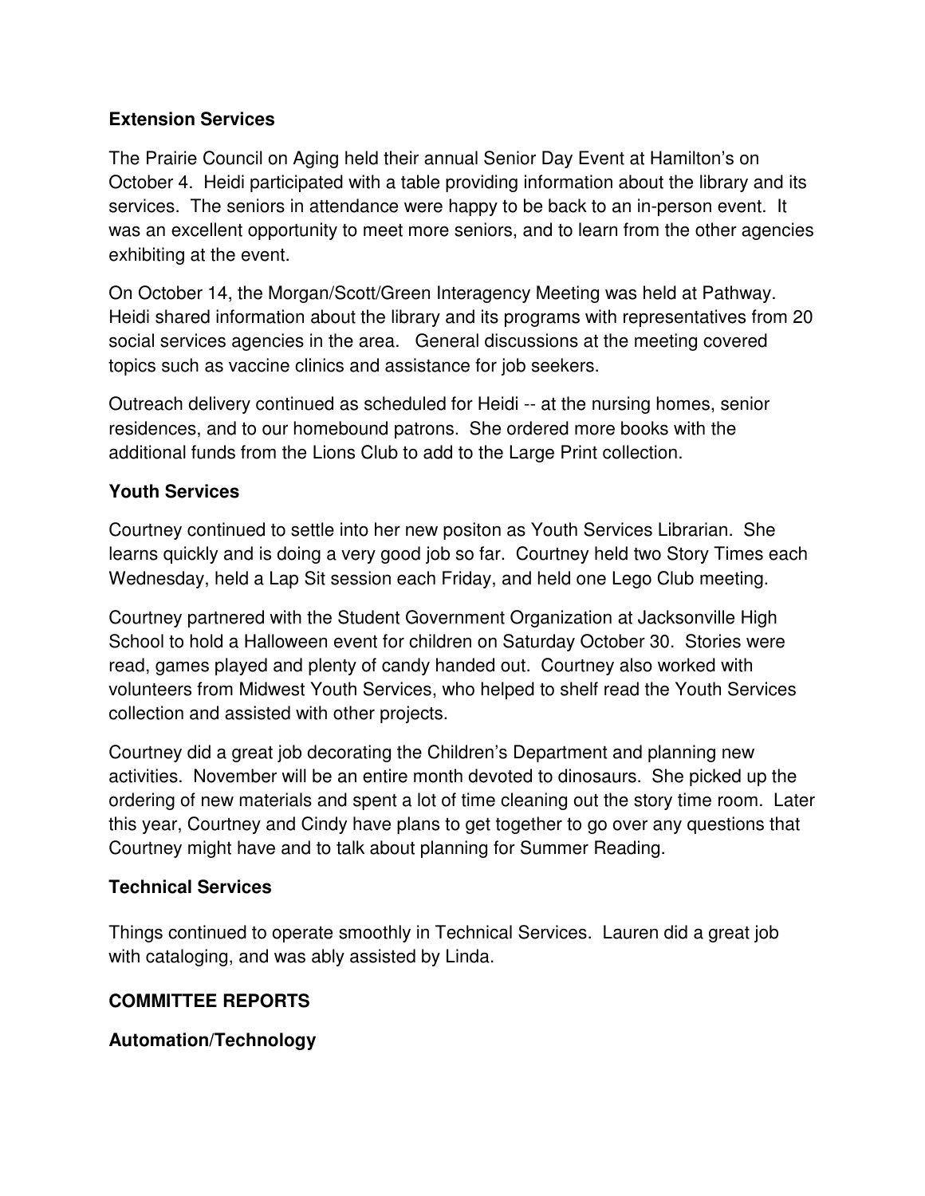**Extension Services**

The Prairie Council on Aging held their annual Senior Day Event at Hamilton's on October 4. Heidi participated with a table providing information about the library and its services. The seniors in attendance were happy to be back to an in-person event. It was an excellent opportunity to meet more seniors, and to learn from the other agencies exhibiting at the event.

On October 14, the Morgan/Scott/Green Interagency Meeting was held at Pathway. Heidi shared information about the library and its programs with representatives from 20 social services agencies in the area. General discussions at the meeting covered topics such as vaccine clinics and assistance for job seekers.

Outreach delivery continued as scheduled for Heidi -- at the nursing homes, senior residences, and to our homebound patrons. She ordered more books with the additional funds from the Lions Club to add to the Large Print collection.

**Youth Services**

Courtney continued to settle into her new positon as Youth Services Librarian. She learns quickly and is doing a very good job so far. Courtney held two Story Times each Wednesday, held a Lap Sit session each Friday, and held one Lego Club meeting.

Courtney partnered with the Student Government Organization at Jacksonville High School to hold a Halloween event for children on Saturday October 30. Stories were read, games played and plenty of candy handed out. Courtney also worked with volunteers from Midwest Youth Services, who helped to shelf read the Youth Services collection and assisted with other projects.

Courtney did a great job decorating the Children's Department and planning new activities. November will be an entire month devoted to dinosaurs. She picked up the ordering of new materials and spent a lot of time cleaning out the story time room. Later this year, Courtney and Cindy have plans to get together to go over any questions that Courtney might have and to talk about planning for Summer Reading.

**Technical Services**

Things continued to operate smoothly in Technical Services. Lauren did a great job with cataloging, and was ably assisted by Linda.

**COMMITTEE REPORTS**

**Automation/Technology**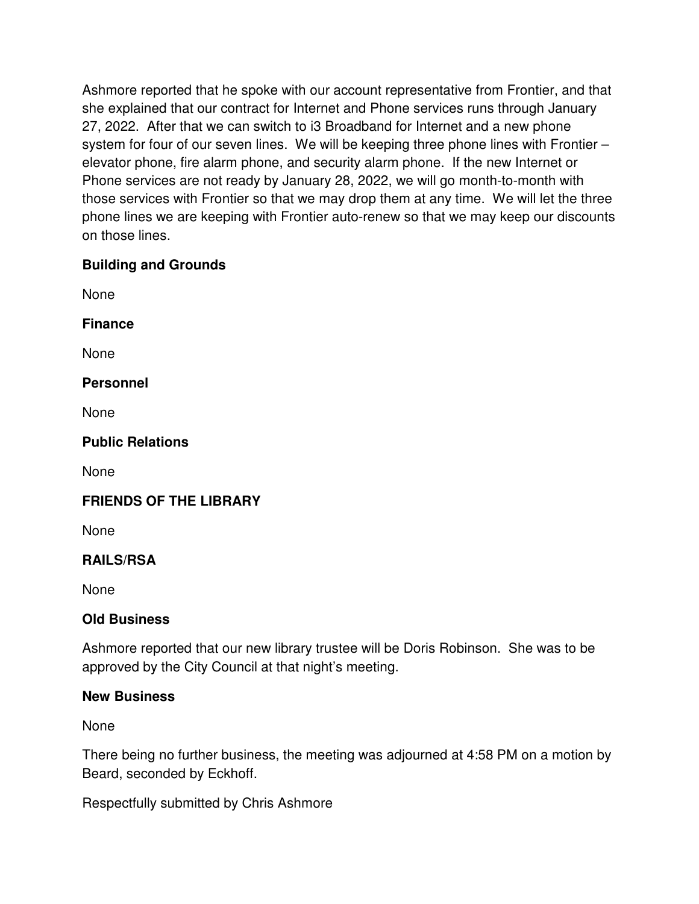Ashmore reported that he spoke with our account representative from Frontier, and that she explained that our contract for Internet and Phone services runs through January 27, 2022. After that we can switch to i3 Broadband for Internet and a new phone system for four of our seven lines. We will be keeping three phone lines with Frontier – elevator phone, fire alarm phone, and security alarm phone. If the new Internet or Phone services are not ready by January 28, 2022, we will go month-to-month with those services with Frontier so that we may drop them at any time. We will let the three phone lines we are keeping with Frontier auto-renew so that we may keep our discounts on those lines.

**Building and Grounds**

None

**Finance**

None

**Personnel**

None

**Public Relations**

None

**FRIENDS OF THE LIBRARY**

None

**RAILS/RSA**

None

**Old Business**

Ashmore reported that our new library trustee will be Doris Robinson. She was to be approved by the City Council at that night's meeting.

**New Business**

None

There being no further business, the meeting was adjourned at 4:58 PM on a motion by Beard, seconded by Eckhoff.

Respectfully submitted by Chris Ashmore